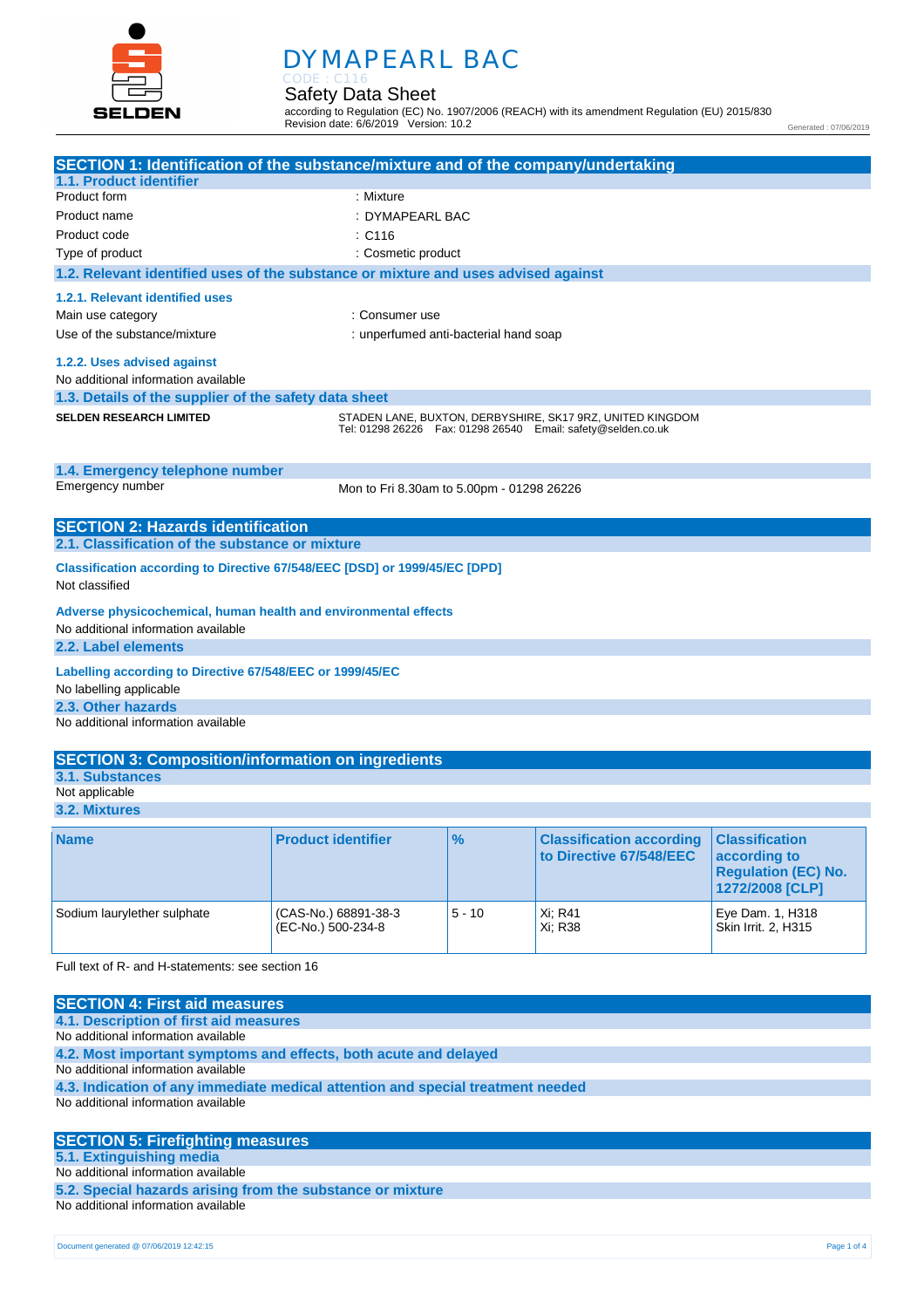SELDEN

# DYMAPEARL BAC

CODE : C116

Safety Data Sheet

according to Regulation (EC) No. 1907/2006 (REACH) with its amendment Regulation (EU) 2015/830
Revision date: 6/6/2019 Version: 10.2

Generated : 07/06/2019

## SECTION 1: Identification of the substance/mixture and of the company/undertaking

### 1.1. Product identifier

Product form : Mixture

Product name : DYMAPEARL BAC

Product code : C116

Type of product : Cosmetic product

### 1.2. Relevant identified uses of the substance or mixture and uses advised against

#### 1.2.1. Relevant identified uses

Main use category : Consumer use

Use of the substance/mixture : unperfumed anti-bacterial hand soap

#### 1.2.2. Uses advised against

No additional information available

### 1.3. Details of the supplier of the safety data sheet

**SELDEN RESEARCH LIMITED**

STADEN LANE, BUXTON, DERBYSHIRE, SK17 9RZ, UNITED KINGDOM
Tel: 01298 26226 Fax: 01298 26540 Email: safety@selden.co.uk

### 1.4. Emergency telephone number

Emergency number Mon to Fri 8.30am to 5.00pm - 01298 26226

## SECTION 2: Hazards identification

### 2.1. Classification of the substance or mixture

**Classification according to Directive 67/548/EEC [DSD] or 1999/45/EC [DPD]**

Not classified

**Adverse physicochemical, human health and environmental effects**

No additional information available

### 2.2. Label elements

**Labelling according to Directive 67/548/EEC or 1999/45/EC**

No labelling applicable

### 2.3. Other hazards

No additional information available

## SECTION 3: Composition/information on ingredients

### 3.1. Substances

Not applicable

### 3.2. Mixtures

| Name | Product identifier | % | Classification according to Directive 67/548/EEC | Classification according to Regulation (EC) No. 1272/2008 [CLP] |
|---|---|---|---|---|
| Sodium laurylether sulphate | (CAS-No.) 68891-38-3<br>(EC-No.) 500-234-8 | 5 - 10 | Xi; R41<br>Xi; R38 | Eye Dam. 1, H318<br>Skin Irrit. 2, H315 |

Full text of R- and H-statements: see section 16

## SECTION 4: First aid measures

### 4.1. Description of first aid measures

No additional information available

### 4.2. Most important symptoms and effects, both acute and delayed

No additional information available

### 4.3. Indication of any immediate medical attention and special treatment needed

No additional information available

## SECTION 5: Firefighting measures

### 5.1. Extinguishing media

No additional information available

### 5.2. Special hazards arising from the substance or mixture

No additional information available

Document generated @ 07/06/2019 12:42:15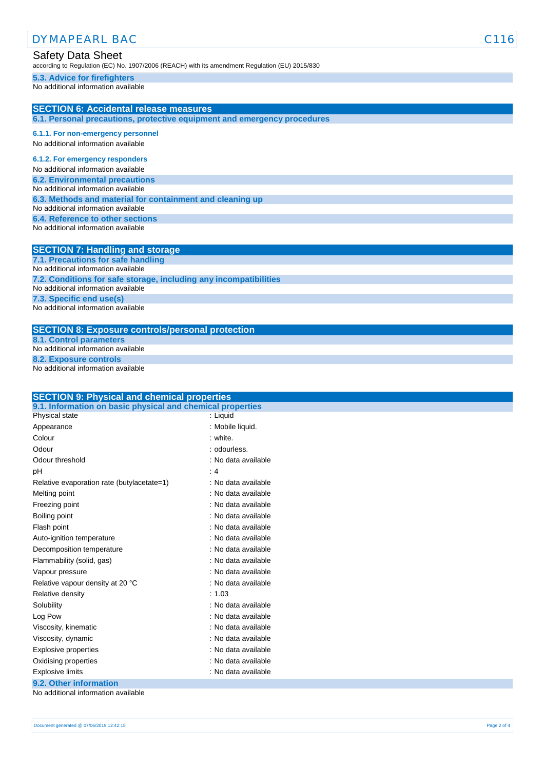### 5.3. Advice for firefighters

No additional information available

## SECTION 6: Accidental release measures

### 6.1. Personal precautions, protective equipment and emergency procedures

#### 6.1.1. For non-emergency personnel

No additional information available

#### 6.1.2. For emergency responders

No additional information available

### 6.2. Environmental precautions

No additional information available

### 6.3. Methods and material for containment and cleaning up

No additional information available

### 6.4. Reference to other sections

No additional information available

## SECTION 7: Handling and storage

### 7.1. Precautions for safe handling

No additional information available

### 7.2. Conditions for safe storage, including any incompatibilities

No additional information available

### 7.3. Specific end use(s)

No additional information available

## SECTION 8: Exposure controls/personal protection

### 8.1. Control parameters

No additional information available

### 8.2. Exposure controls

No additional information available

## SECTION 9: Physical and chemical properties

### 9.1. Information on basic physical and chemical properties

| Property | Value |
|---|---|
| Physical state | : Liquid |
| Appearance | : Mobile liquid. |
| Colour | : white. |
| Odour | : odourless. |
| Odour threshold | : No data available |
| pH | : 4 |
| Relative evaporation rate (butylacetate=1) | : No data available |
| Melting point | : No data available |
| Freezing point | : No data available |
| Boiling point | : No data available |
| Flash point | : No data available |
| Auto-ignition temperature | : No data available |
| Decomposition temperature | : No data available |
| Flammability (solid, gas) | : No data available |
| Vapour pressure | : No data available |
| Relative vapour density at 20 °C | : No data available |
| Relative density | : 1.03 |
| Solubility | : No data available |
| Log Pow | : No data available |
| Viscosity, kinematic | : No data available |
| Viscosity, dynamic | : No data available |
| Explosive properties | : No data available |
| Oxidising properties | : No data available |
| Explosive limits | : No data available |

### 9.2. Other information

No additional information available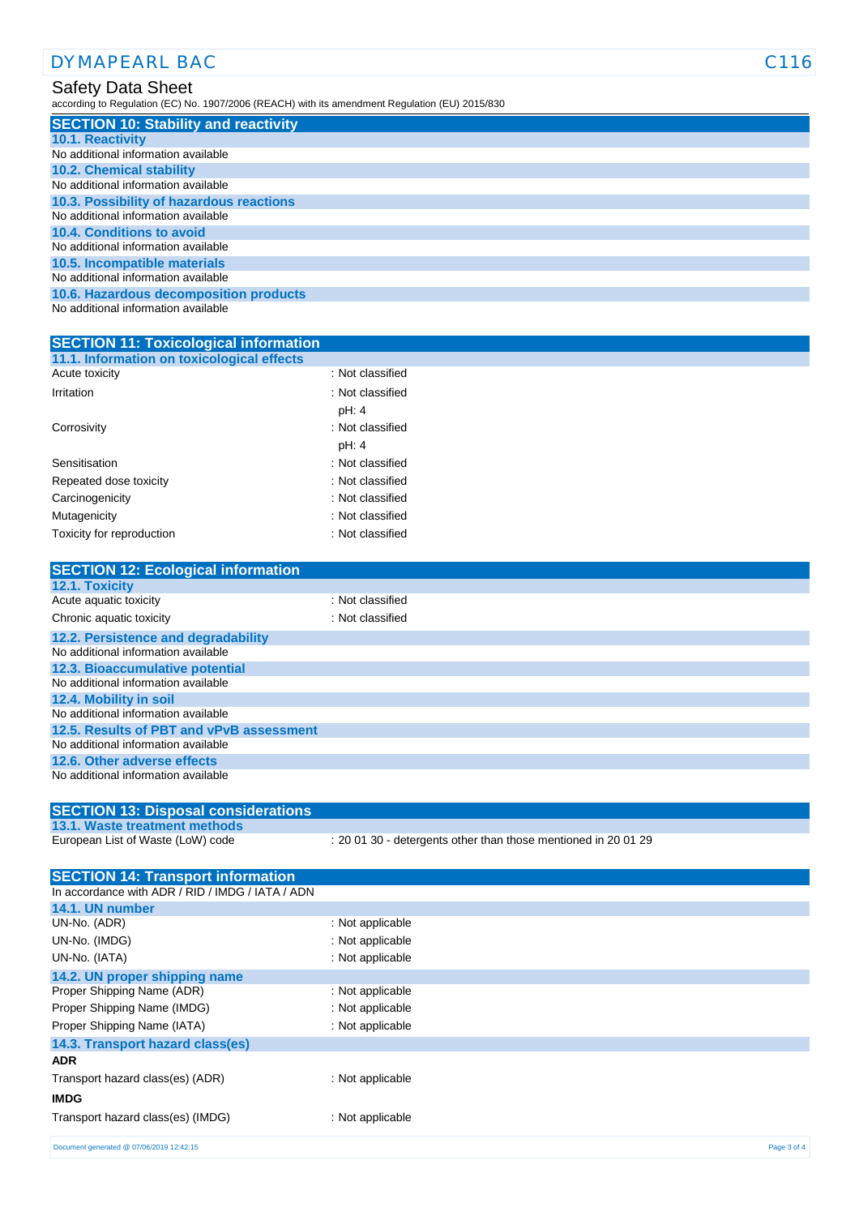## SECTION 10: Stability and reactivity

### 10.1. Reactivity

No additional information available

### 10.2. Chemical stability

No additional information available

### 10.3. Possibility of hazardous reactions

No additional information available

### 10.4. Conditions to avoid

No additional information available

### 10.5. Incompatible materials

No additional information available

### 10.6. Hazardous decomposition products

No additional information available

## SECTION 11: Toxicological information

### 11.1. Information on toxicological effects

| | |
|---|---|
| Acute toxicity | : Not classified |
| Irritation | : Not classified<br>pH: 4 |
| Corrosivity | : Not classified<br>pH: 4 |
| Sensitisation | : Not classified |
| Repeated dose toxicity | : Not classified |
| Carcinogenicity | : Not classified |
| Mutagenicity | : Not classified |
| Toxicity for reproduction | : Not classified |

## SECTION 12: Ecological information

### 12.1. Toxicity

| | |
|---|---|
| Acute aquatic toxicity | : Not classified |
| Chronic aquatic toxicity | : Not classified |

### 12.2. Persistence and degradability

No additional information available

### 12.3. Bioaccumulative potential

No additional information available

### 12.4. Mobility in soil

No additional information available

### 12.5. Results of PBT and vPvB assessment

No additional information available

### 12.6. Other adverse effects

No additional information available

## SECTION 13: Disposal considerations

### 13.1. Waste treatment methods

| | |
|---|---|
| European List of Waste (LoW) code | : 20 01 30 - detergents other than those mentioned in 20 01 29 |

## SECTION 14: Transport information

In accordance with ADR / RID / IMDG / IATA / ADN

### 14.1. UN number

| | |
|---|---|
| UN-No. (ADR) | : Not applicable |
| UN-No. (IMDG) | : Not applicable |
| UN-No. (IATA) | : Not applicable |

### 14.2. UN proper shipping name

| | |
|---|---|
| Proper Shipping Name (ADR) | : Not applicable |
| Proper Shipping Name (IMDG) | : Not applicable |
| Proper Shipping Name (IATA) | : Not applicable |

### 14.3. Transport hazard class(es)

**ADR**

| | |
|---|---|
| Transport hazard class(es) (ADR) | : Not applicable |

**IMDG**

| | |
|---|---|
| Transport hazard class(es) (IMDG) | : Not applicable |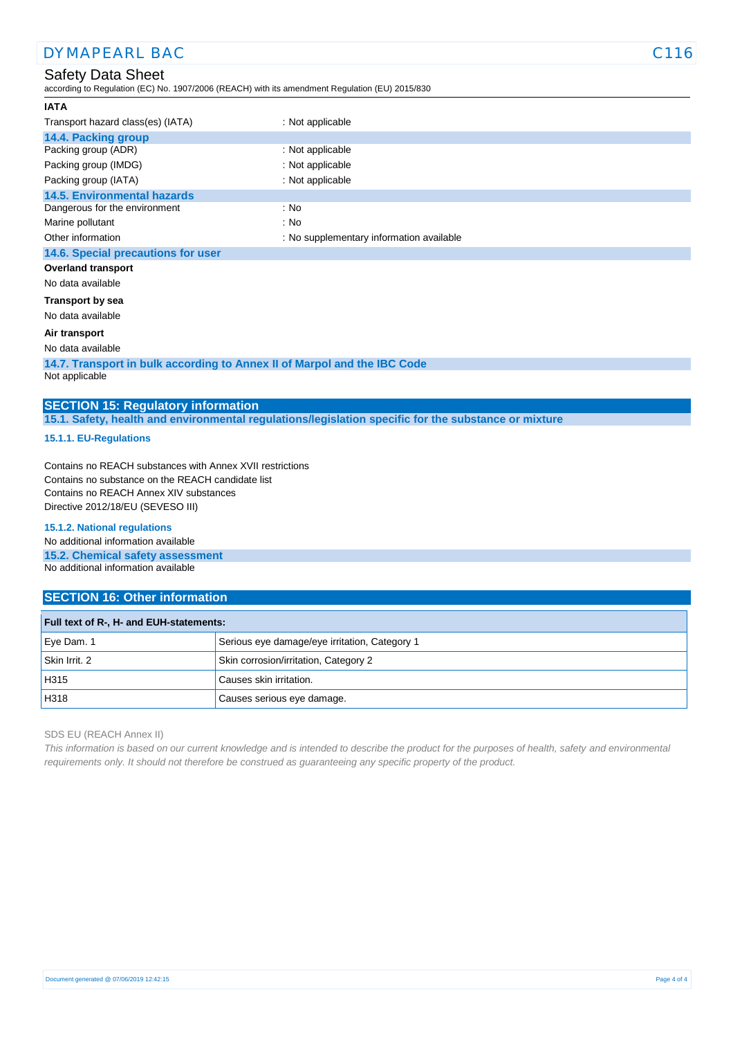**IATA**

Transport hazard class(es) (IATA) : Not applicable

### 14.4. Packing group

Packing group (ADR) : Not applicable

Packing group (IMDG) : Not applicable

Packing group (IATA) : Not applicable

### 14.5. Environmental hazards

Dangerous for the environment : No

Marine pollutant : No

Other information : No supplementary information available

### 14.6. Special precautions for user

**Overland transport**

No data available

**Transport by sea**

No data available

**Air transport**

No data available

### 14.7. Transport in bulk according to Annex II of Marpol and the IBC Code

Not applicable

## SECTION 15: Regulatory information

### 15.1. Safety, health and environmental regulations/legislation specific for the substance or mixture

#### 15.1.1. EU-Regulations

Contains no REACH substances with Annex XVII restrictions
Contains no substance on the REACH candidate list
Contains no REACH Annex XIV substances
Directive 2012/18/EU (SEVESO III)

#### 15.1.2. National regulations

No additional information available

### 15.2. Chemical safety assessment

No additional information available

## SECTION 16: Other information

| Full text of R-, H- and EUH-statements: | |
|---|---|
| Eye Dam. 1 | Serious eye damage/eye irritation, Category 1 |
| Skin Irrit. 2 | Skin corrosion/irritation, Category 2 |
| H315 | Causes skin irritation. |
| H318 | Causes serious eye damage. |

SDS EU (REACH Annex II)

*This information is based on our current knowledge and is intended to describe the product for the purposes of health, safety and environmental requirements only. It should not therefore be construed as guaranteeing any specific property of the product.*